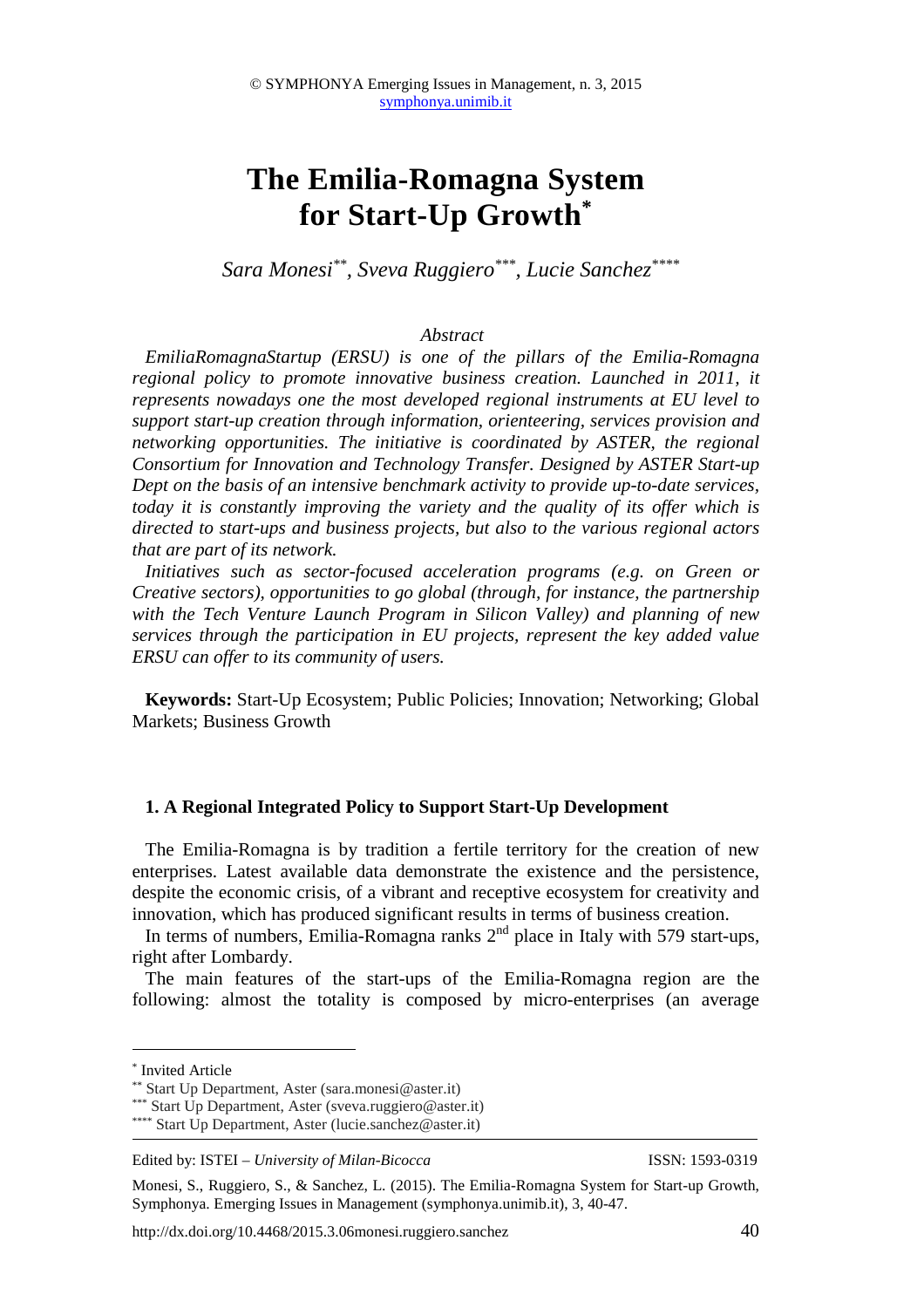# The Emilia-Romagna System for Start-Up Growth[*]

*Sara Monesi[**], Sveva Ruggiero[***], Lucie Sanchez[****]*

*Abstract*

*EmiliaRomagnaStartup (ERSU) is one of the pillars of the Emilia-Romagna regional policy to promote innovative business creation. Launched in 2011, it represents nowadays one the most developed regional instruments at EU level to support start-up creation through information, orienteering, services provision and networking opportunities. The initiative is coordinated by ASTER, the regional Consortium for Innovation and Technology Transfer. Designed by ASTER Start-up Dept on the basis of an intensive benchmark activity to provide up-to-date services, today it is constantly improving the variety and the quality of its offer which is directed to start-ups and business projects, but also to the various regional actors that are part of its network.*

*Initiatives such as sector-focused acceleration programs (e.g. on Green or Creative sectors), opportunities to go global (through, for instance, the partnership with the Tech Venture Launch Program in Silicon Valley) and planning of new services through the participation in EU projects, represent the key added value ERSU can offer to its community of users.*

**Keywords:** Start-Up Ecosystem; Public Policies; Innovation; Networking; Global Markets; Business Growth

## 1. A Regional Integrated Policy to Support Start-Up Development

The Emilia-Romagna is by tradition a fertile territory for the creation of new enterprises. Latest available data demonstrate the existence and the persistence, despite the economic crisis, of a vibrant and receptive ecosystem for creativity and innovation, which has produced significant results in terms of business creation.

In terms of numbers, Emilia-Romagna ranks 2nd place in Italy with 579 start-ups, right after Lombardy.

The main features of the start-ups of the Emilia-Romagna region are the following: almost the totality is composed by micro-enterprises (an average

---

[*] Invited Article

[**] Start Up Department, Aster (sara.monesi@aster.it)

[***] Start Up Department, Aster (sveva.ruggiero@aster.it)

[****] Start Up Department, Aster (lucie.sanchez@aster.it)

Edited by: ISTEI – *University of Milan-Bicocca* ISSN: 1593-0319

Monesi, S., Ruggiero, S., & Sanchez, L. (2015). The Emilia-Romagna System for Start-up Growth, Symphonya. Emerging Issues in Management (symphonya.unimib.it), 3, 40-47.

http://dx.doi.org/10.4468/2015.3.06monesi.ruggiero.sanchez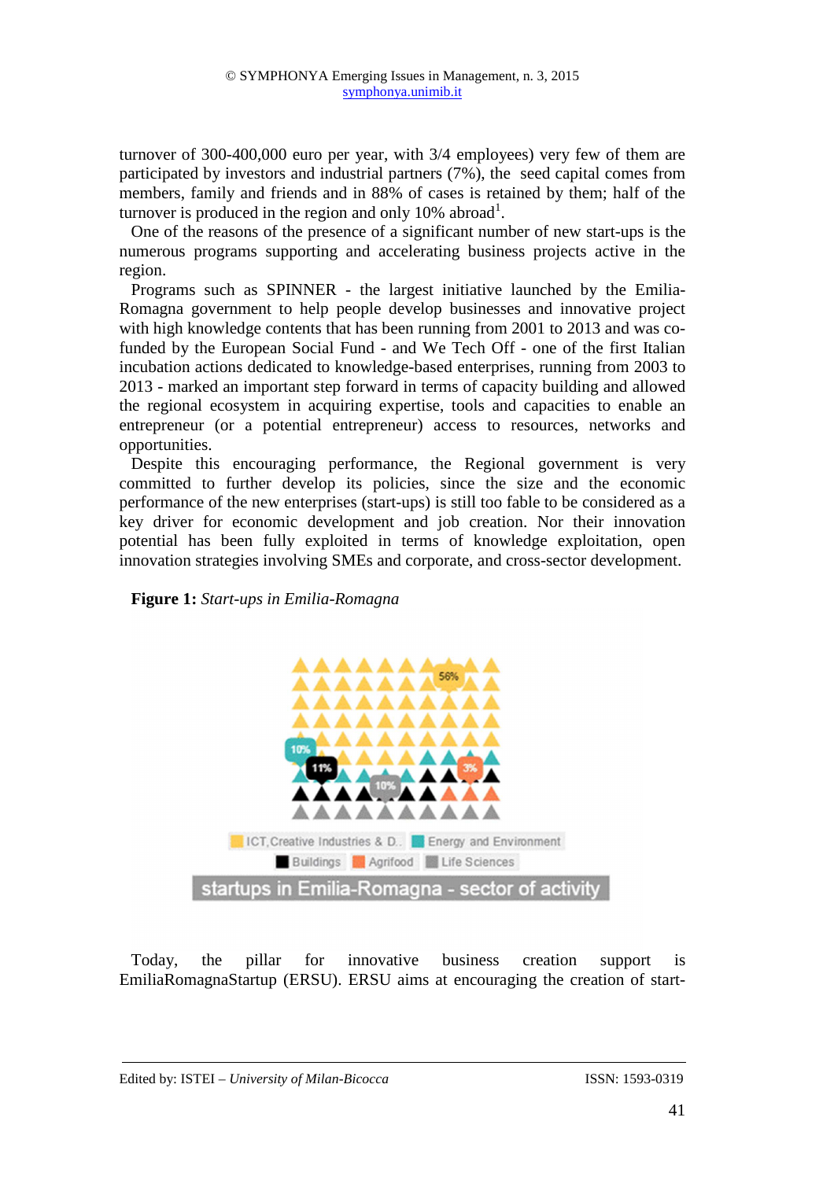turnover of 300-400,000 euro per year, with 3/4 employees) very few of them are participated by investors and industrial partners (7%), the seed capital comes from members, family and friends and in 88% of cases is retained by them; half of the turnover is produced in the region and only 10% abroad[1].

One of the reasons of the presence of a significant number of new start-ups is the numerous programs supporting and accelerating business projects active in the region.

Programs such as SPINNER - the largest initiative launched by the Emilia-Romagna government to help people develop businesses and innovative project with high knowledge contents that has been running from 2001 to 2013 and was co-funded by the European Social Fund - and We Tech Off - one of the first Italian incubation actions dedicated to knowledge-based enterprises, running from 2003 to 2013 - marked an important step forward in terms of capacity building and allowed the regional ecosystem in acquiring expertise, tools and capacities to enable an entrepreneur (or a potential entrepreneur) access to resources, networks and opportunities.

Despite this encouraging performance, the Regional government is very committed to further develop its policies, since the size and the economic performance of the new enterprises (start-ups) is still too fable to be considered as a key driver for economic development and job creation. Nor their innovation potential has been fully exploited in terms of knowledge exploitation, open innovation strategies involving SMEs and corporate, and cross-sector development.

**Figure 1:** *Start-ups in Emilia-Romagna*

Today, the pillar for innovative business creation support is EmiliaRomagnaStartup (ERSU). ERSU aims at encouraging the creation of start-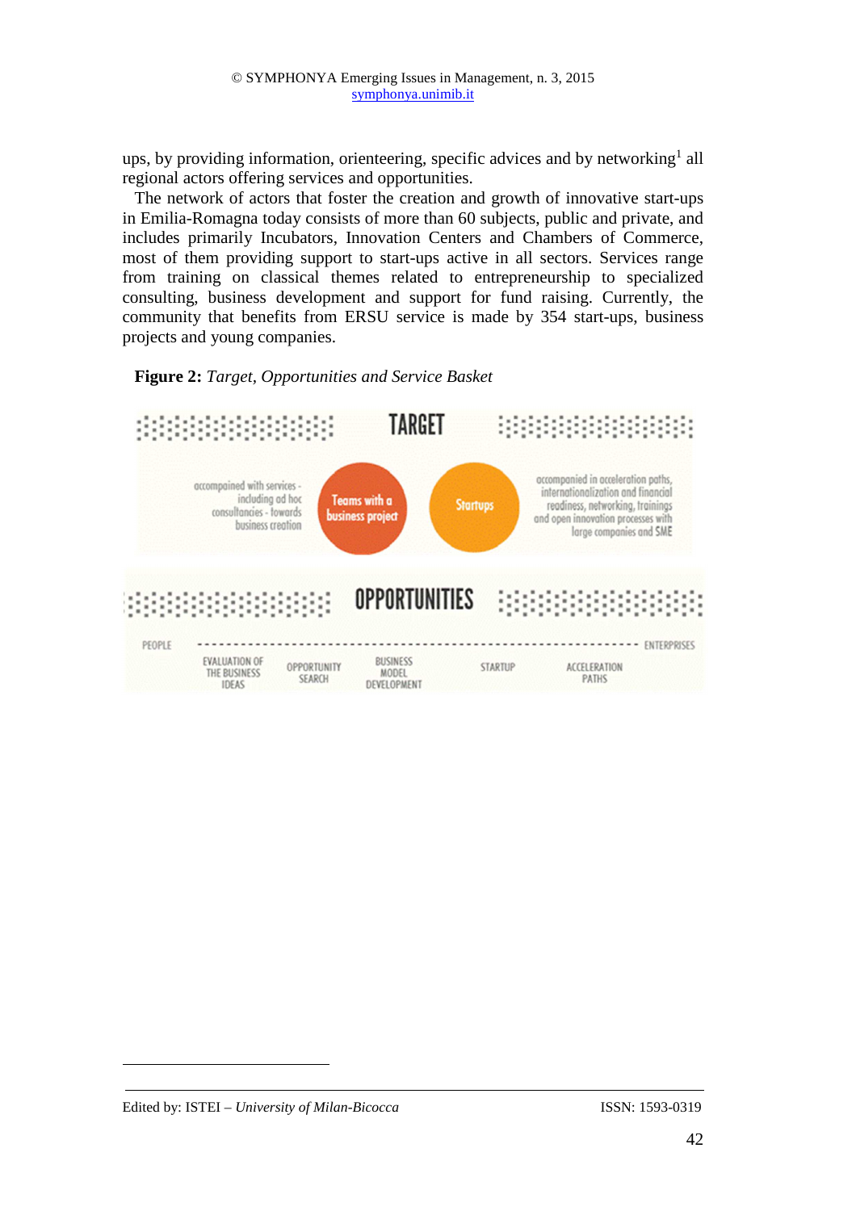ups, by providing information, orienteering, specific advices and by networking[1] all regional actors offering services and opportunities.

The network of actors that foster the creation and growth of innovative start-ups in Emilia-Romagna today consists of more than 60 subjects, public and private, and includes primarily Incubators, Innovation Centers and Chambers of Commerce, most of them providing support to start-ups active in all sectors. Services range from training on classical themes related to entrepreneurship to specialized consulting, business development and support for fund raising. Currently, the community that benefits from ERSU service is made by 354 start-ups, business projects and young companies.

**Figure 2:** *Target, Opportunities and Service Basket*

TARGET

accompained with services - including ad hoc consultancies - towards business creation

Teams with a business project

Startups

accompanied in acceleration paths, internationalization and financial readiness, networking, trainings and open innovation processes with large companies and SME

OPPORTUNITIES

PEOPLE - - - - - - - - - - - - - - - - - - - - - - - - - - - - - - ENTERPRISES

EVALUATION OF THE BUSINESS IDEAS | OPPORTUNITY SEARCH | BUSINESS MODEL DEVELOPMENT | STARTUP | ACCELERATION PATHS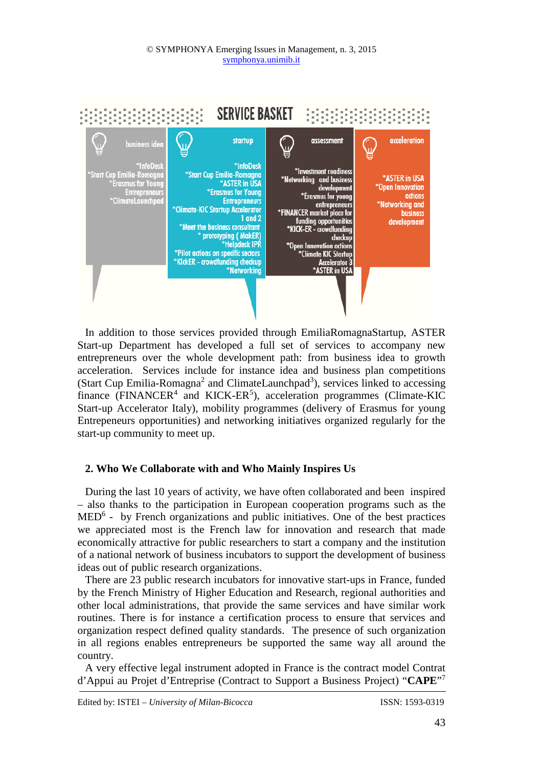**SERVICE BASKET**

**business idea**
*InfoDesk
*Start Cup Emilia-Romagna
*Erasmus for Young Entrepreneurs
*ClimateLaunchpad

**startup**
*InfoDesk
*Start Cup Emilia-Romagna
*ASTER in USA
*Erasmus for Young Entrepreneurs
*Climate-KIC Startup Accelerator 1 and 2
*Meet the business consultant
* prototyping ( MakER)
*Helpdesk IPR
*Pilot actions on specific sectors
*KickER - crowdfunding checkup
*Networking

**assessment**
*Investment readiness
*Networking and business development
*Erasmus for young entrepreneurs
*FINANCER market place for funding opportunities
*KICK-ER - crowdfunding checkup
*Open Innovation actions
*Climate KIC Startup Accelerator 3
*ASTER in USA

**acceleration**
*ASTER in USA
*Open Innovation actions
*Networking and business development

In addition to those services provided through EmiliaRomagnaStartup, ASTER Start-up Department has developed a full set of services to accompany new entrepreneurs over the whole development path: from business idea to growth acceleration. Services include for instance idea and business plan competitions (Start Cup Emilia-Romagna[2] and ClimateLaunchpad[3]), services linked to accessing finance (FINANCER[4] and KICK-ER[5]), acceleration programmes (Climate-KIC Start-up Accelerator Italy), mobility programmes (delivery of Erasmus for young Entrepeneurs opportunities) and networking initiatives organized regularly for the start-up community to meet up.

## 2. Who We Collaborate with and Who Mainly Inspires Us

During the last 10 years of activity, we have often collaborated and been inspired – also thanks to the participation in European cooperation programs such as the MED[6] - by French organizations and public initiatives. One of the best practices we appreciated most is the French law for innovation and research that made economically attractive for public researchers to start a company and the institution of a national network of business incubators to support the development of business ideas out of public research organizations.

There are 23 public research incubators for innovative start-ups in France, funded by the French Ministry of Higher Education and Research, regional authorities and other local administrations, that provide the same services and have similar work routines. There is for instance a certification process to ensure that services and organization respect defined quality standards. The presence of such organization in all regions enables entrepreneurs be supported the same way all around the country.

A very effective legal instrument adopted in France is the contract model Contrat d'Appui au Projet d'Entreprise (Contract to Support a Business Project) "**CAPE**"[7]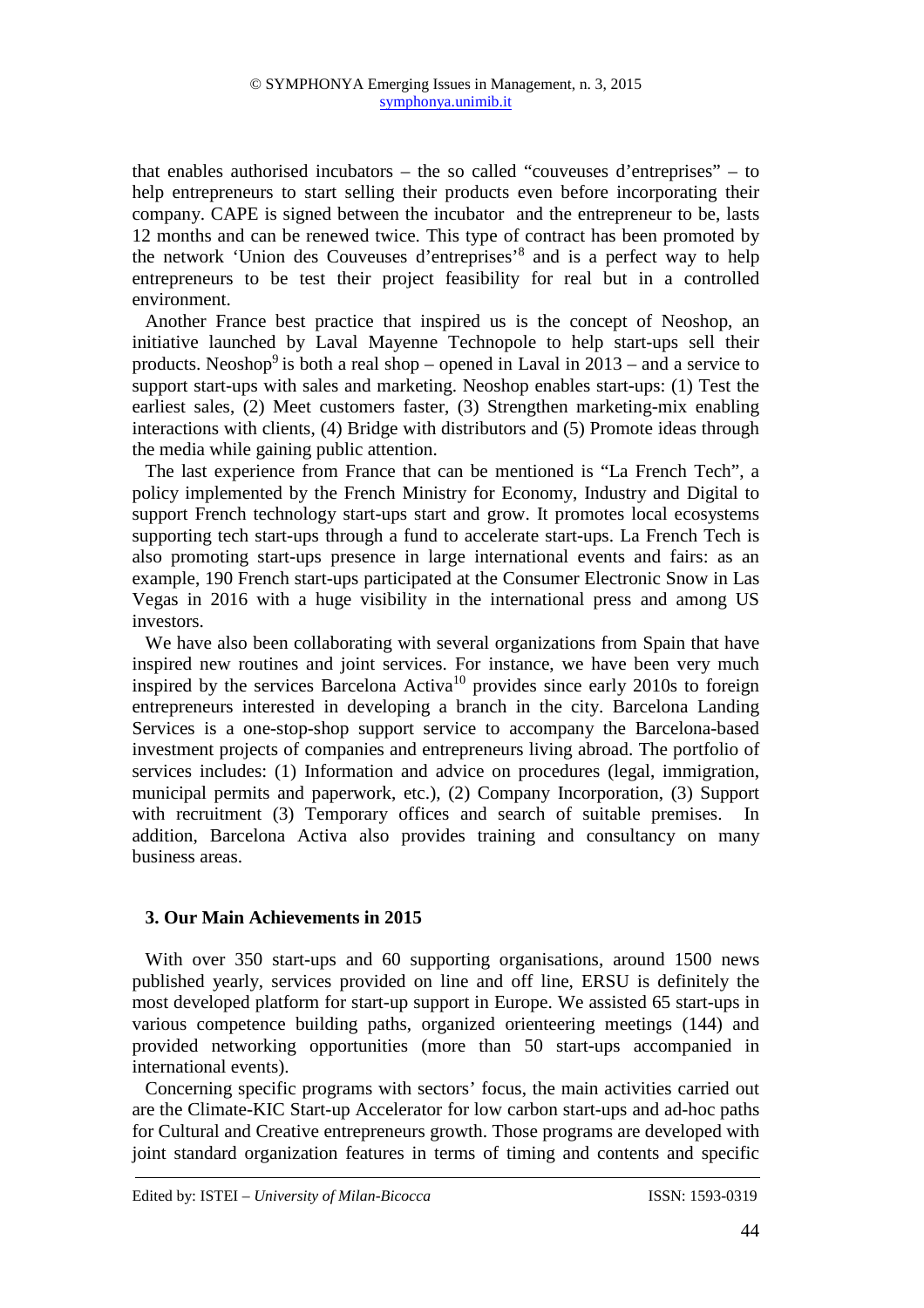that enables authorised incubators – the so called "couveuses d'entreprises" – to help entrepreneurs to start selling their products even before incorporating their company. CAPE is signed between the incubator and the entrepreneur to be, lasts 12 months and can be renewed twice. This type of contract has been promoted by the network 'Union des Couveuses d'entreprises'[8] and is a perfect way to help entrepreneurs to be test their project feasibility for real but in a controlled environment.

Another France best practice that inspired us is the concept of Neoshop, an initiative launched by Laval Mayenne Technopole to help start-ups sell their products. Neoshop[9] is both a real shop – opened in Laval in 2013 – and a service to support start-ups with sales and marketing. Neoshop enables start-ups: (1) Test the earliest sales, (2) Meet customers faster, (3) Strengthen marketing-mix enabling interactions with clients, (4) Bridge with distributors and (5) Promote ideas through the media while gaining public attention.

The last experience from France that can be mentioned is "La French Tech", a policy implemented by the French Ministry for Economy, Industry and Digital to support French technology start-ups start and grow. It promotes local ecosystems supporting tech start-ups through a fund to accelerate start-ups. La French Tech is also promoting start-ups presence in large international events and fairs: as an example, 190 French start-ups participated at the Consumer Electronic Snow in Las Vegas in 2016 with a huge visibility in the international press and among US investors.

We have also been collaborating with several organizations from Spain that have inspired new routines and joint services. For instance, we have been very much inspired by the services Barcelona Activa[10] provides since early 2010s to foreign entrepreneurs interested in developing a branch in the city. Barcelona Landing Services is a one-stop-shop support service to accompany the Barcelona-based investment projects of companies and entrepreneurs living abroad. The portfolio of services includes: (1) Information and advice on procedures (legal, immigration, municipal permits and paperwork, etc.), (2) Company Incorporation, (3) Support with recruitment (3) Temporary offices and search of suitable premises. In addition, Barcelona Activa also provides training and consultancy on many business areas.

## 3. Our Main Achievements in 2015

With over 350 start-ups and 60 supporting organisations, around 1500 news published yearly, services provided on line and off line, ERSU is definitely the most developed platform for start-up support in Europe. We assisted 65 start-ups in various competence building paths, organized orienteering meetings (144) and provided networking opportunities (more than 50 start-ups accompanied in international events).

Concerning specific programs with sectors' focus, the main activities carried out are the Climate-KIC Start-up Accelerator for low carbon start-ups and ad-hoc paths for Cultural and Creative entrepreneurs growth. Those programs are developed with joint standard organization features in terms of timing and contents and specific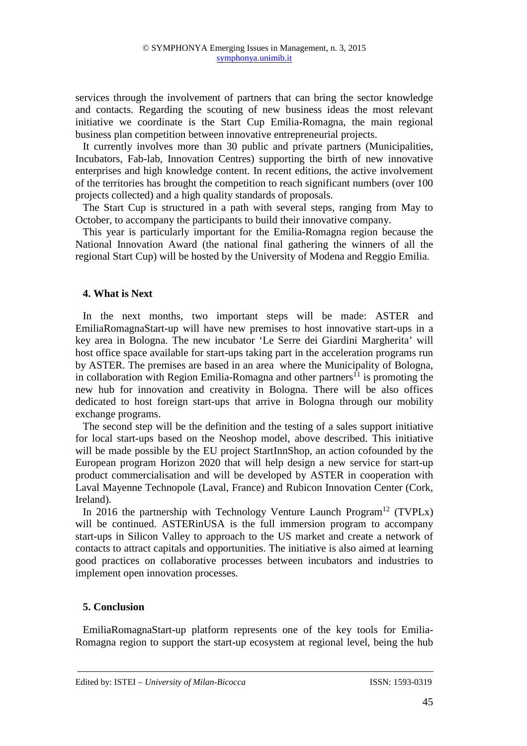services through the involvement of partners that can bring the sector knowledge and contacts. Regarding the scouting of new business ideas the most relevant initiative we coordinate is the Start Cup Emilia-Romagna, the main regional business plan competition between innovative entrepreneurial projects.

It currently involves more than 30 public and private partners (Municipalities, Incubators, Fab-lab, Innovation Centres) supporting the birth of new innovative enterprises and high knowledge content. In recent editions, the active involvement of the territories has brought the competition to reach significant numbers (over 100 projects collected) and a high quality standards of proposals.

The Start Cup is structured in a path with several steps, ranging from May to October, to accompany the participants to build their innovative company.

This year is particularly important for the Emilia-Romagna region because the National Innovation Award (the national final gathering the winners of all the regional Start Cup) will be hosted by the University of Modena and Reggio Emilia.

## 4. What is Next

In the next months, two important steps will be made: ASTER and EmiliaRomagnaStart-up will have new premises to host innovative start-ups in a key area in Bologna. The new incubator 'Le Serre dei Giardini Margherita' will host office space available for start-ups taking part in the acceleration programs run by ASTER. The premises are based in an area where the Municipality of Bologna, in collaboration with Region Emilia-Romagna and other partners[11] is promoting the new hub for innovation and creativity in Bologna. There will be also offices dedicated to host foreign start-ups that arrive in Bologna through our mobility exchange programs.

The second step will be the definition and the testing of a sales support initiative for local start-ups based on the Neoshop model, above described. This initiative will be made possible by the EU project StartInnShop, an action cofounded by the European program Horizon 2020 that will help design a new service for start-up product commercialisation and will be developed by ASTER in cooperation with Laval Mayenne Technopole (Laval, France) and Rubicon Innovation Center (Cork, Ireland).

In 2016 the partnership with Technology Venture Launch Program[12] (TVPLx) will be continued. ASTERinUSA is the full immersion program to accompany start-ups in Silicon Valley to approach to the US market and create a network of contacts to attract capitals and opportunities. The initiative is also aimed at learning good practices on collaborative processes between incubators and industries to implement open innovation processes.

## 5. Conclusion

EmiliaRomagnaStart-up platform represents one of the key tools for Emilia-Romagna region to support the start-up ecosystem at regional level, being the hub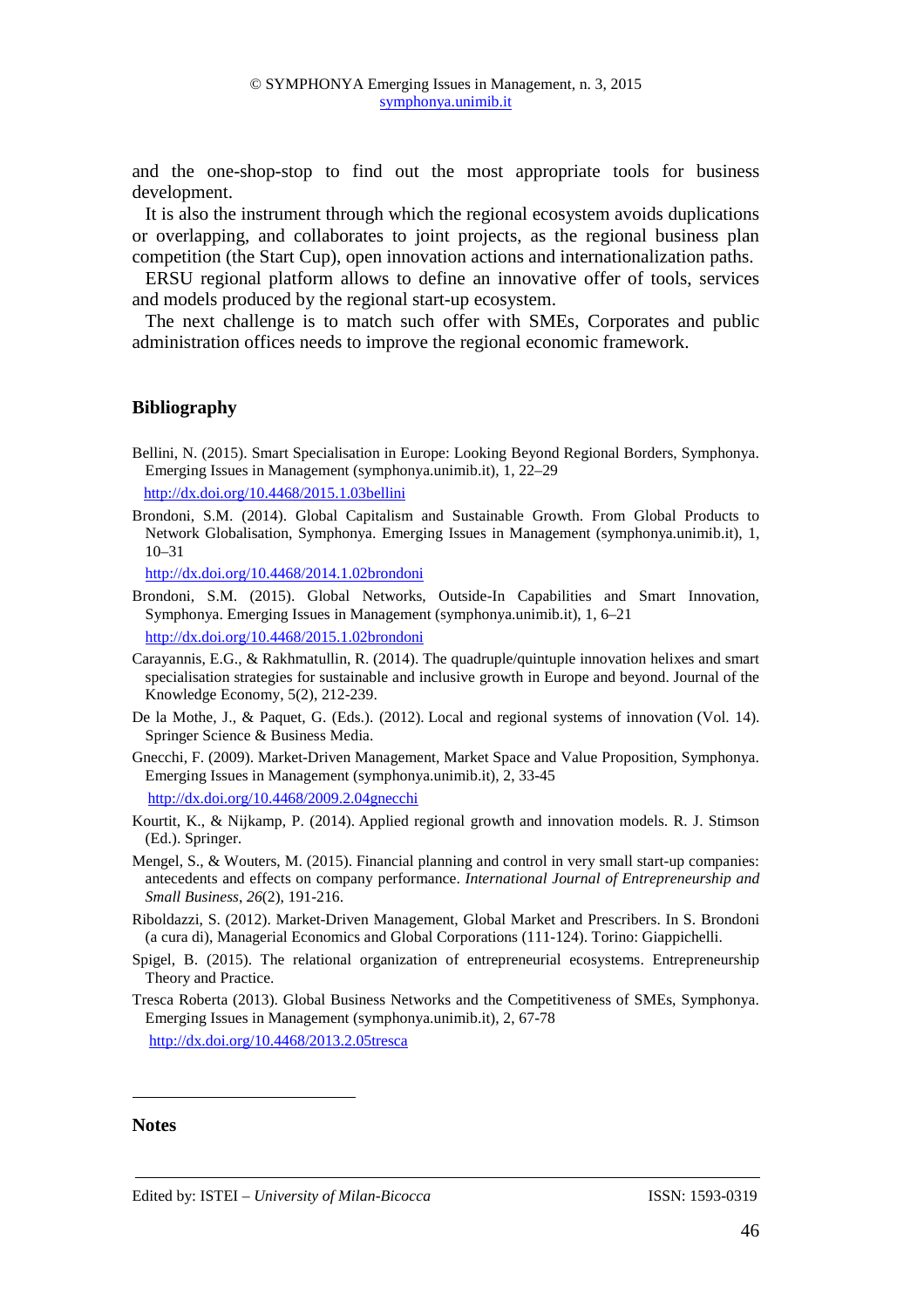and the one-shop-stop to find out the most appropriate tools for business development.

It is also the instrument through which the regional ecosystem avoids duplications or overlapping, and collaborates to joint projects, as the regional business plan competition (the Start Cup), open innovation actions and internationalization paths.

ERSU regional platform allows to define an innovative offer of tools, services and models produced by the regional start-up ecosystem.

The next challenge is to match such offer with SMEs, Corporates and public administration offices needs to improve the regional economic framework.

## Bibliography

Bellini, N. (2015). Smart Specialisation in Europe: Looking Beyond Regional Borders, Symphonya. Emerging Issues in Management (symphonya.unimib.it), 1, 22–29
http://dx.doi.org/10.4468/2015.1.03bellini

Brondoni, S.M. (2014). Global Capitalism and Sustainable Growth. From Global Products to Network Globalisation, Symphonya. Emerging Issues in Management (symphonya.unimib.it), 1, 10–31
http://dx.doi.org/10.4468/2014.1.02brondoni

Brondoni, S.M. (2015). Global Networks, Outside-In Capabilities and Smart Innovation, Symphonya. Emerging Issues in Management (symphonya.unimib.it), 1, 6–21
http://dx.doi.org/10.4468/2015.1.02brondoni

Carayannis, E.G., & Rakhmatullin, R. (2014). The quadruple/quintuple innovation helixes and smart specialisation strategies for sustainable and inclusive growth in Europe and beyond. Journal of the Knowledge Economy, 5(2), 212-239.

De la Mothe, J., & Paquet, G. (Eds.). (2012). Local and regional systems of innovation (Vol. 14). Springer Science & Business Media.

Gnecchi, F. (2009). Market-Driven Management, Market Space and Value Proposition, Symphonya. Emerging Issues in Management (symphonya.unimib.it), 2, 33-45
http://dx.doi.org/10.4468/2009.2.04gnecchi

Kourtit, K., & Nijkamp, P. (2014). Applied regional growth and innovation models. R. J. Stimson (Ed.). Springer.

Mengel, S., & Wouters, M. (2015). Financial planning and control in very small start-up companies: antecedents and effects on company performance. *International Journal of Entrepreneurship and Small Business*, *26*(2), 191-216.

Riboldazzi, S. (2012). Market-Driven Management, Global Market and Prescribers. In S. Brondoni (a cura di), Managerial Economics and Global Corporations (111-124). Torino: Giappichelli.

Spigel, B. (2015). The relational organization of entrepreneurial ecosystems. Entrepreneurship Theory and Practice.

Tresca Roberta (2013). Global Business Networks and the Competitiveness of SMEs, Symphonya. Emerging Issues in Management (symphonya.unimib.it), 2, 67-78
http://dx.doi.org/10.4468/2013.2.05tresca

## Notes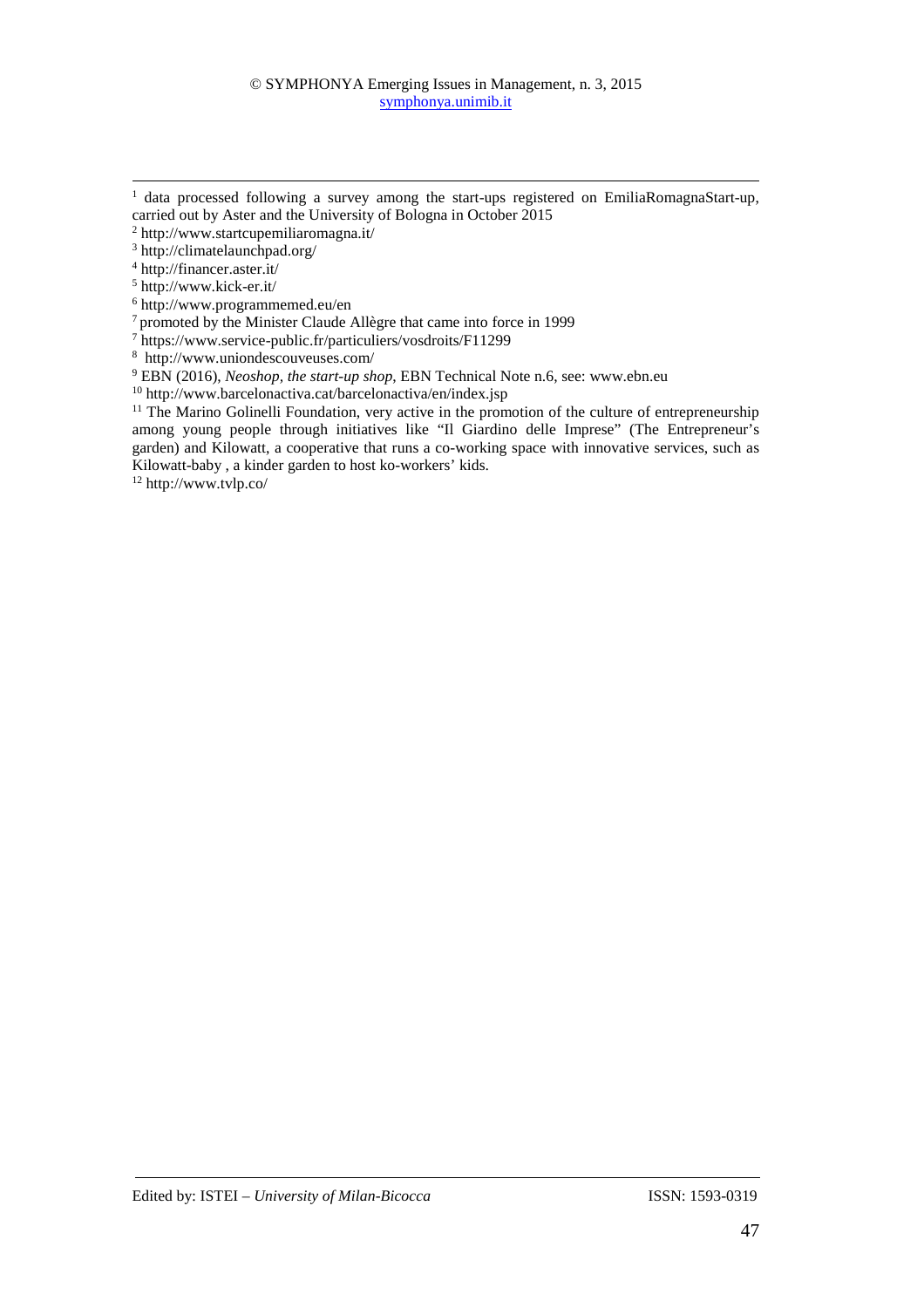[1] data processed following a survey among the start-ups registered on EmiliaRomagnaStart-up, carried out by Aster and the University of Bologna in October 2015

[2] http://www.startcupemiliaromagna.it/

[3] http://climatelaunchpad.org/

[4] http://financer.aster.it/

[5] http://www.kick-er.it/

[6] http://www.programmemed.eu/en

[7] promoted by the Minister Claude Allègre that came into force in 1999

[7] https://www.service-public.fr/particuliers/vosdroits/F11299

[8] http://www.uniondescouveuses.com/

[9] EBN (2016), *Neoshop, the start-up shop*, EBN Technical Note n.6, see: www.ebn.eu

[10] http://www.barcelonactiva.cat/barcelonactiva/en/index.jsp

[11] The Marino Golinelli Foundation, very active in the promotion of the culture of entrepreneurship among young people through initiatives like "Il Giardino delle Imprese" (The Entrepreneur's garden) and Kilowatt, a cooperative that runs a co-working space with innovative services, such as Kilowatt-baby , a kinder garden to host ko-workers' kids.

[12] http://www.tvlp.co/